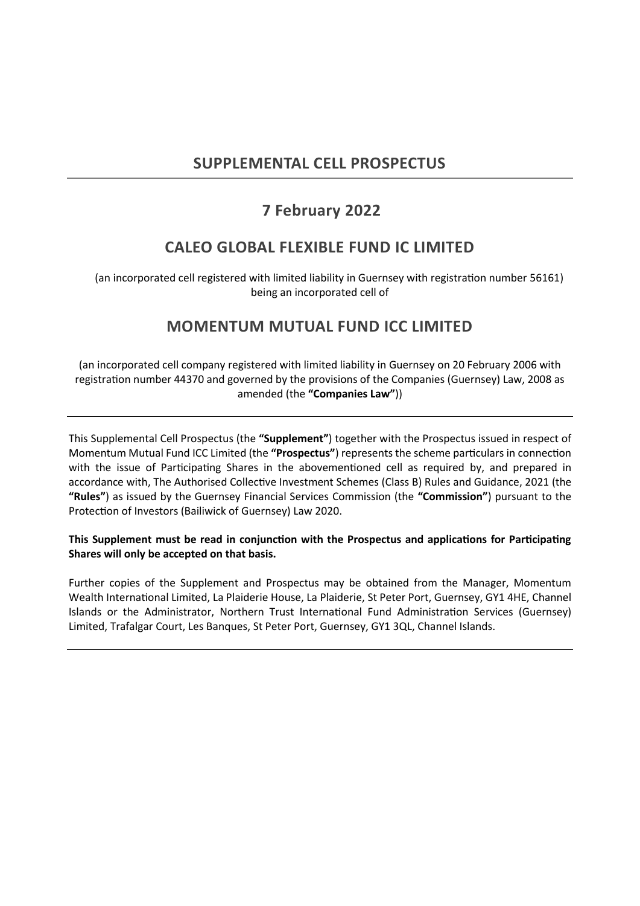## SUPPLEMENTAL CELL PROSPECTUS

---

## 7 February 2022

## CALEO GLOBAL FLEXIBLE FUND IC LIMITED

(an incorporated cell registered with limited liability in Guernsey with registration number 56161) being an incorporated cell of

## MOMENTUM MUTUAL FUND ICC LIMITED

(an incorporated cell company registered with limited liability in Guernsey on 20 February 2006 with registration number 44370 and governed by the provisions of the Companies (Guernsey) Law, 2008 as amended (the **"Companies Law"**))

---

This Supplemental Cell Prospectus (the **"Supplement"**) together with the Prospectus issued in respect of Momentum Mutual Fund ICC Limited (the **"Prospectus"**) represents the scheme particulars in connection with the issue of Participating Shares in the abovementioned cell as required by, and prepared in accordance with, The Authorised Collective Investment Schemes (Class B) Rules and Guidance, 2021 (the **"Rules"**) as issued by the Guernsey Financial Services Commission (the **"Commission"**) pursuant to the Protection of Investors (Bailiwick of Guernsey) Law 2020.

**This Supplement must be read in conjunction with the Prospectus and applications for Participating Shares will only be accepted on that basis.**

Further copies of the Supplement and Prospectus may be obtained from the Manager, Momentum Wealth International Limited, La Plaiderie House, La Plaiderie, St Peter Port, Guernsey, GY1 4HE, Channel Islands or the Administrator, Northern Trust International Fund Administration Services (Guernsey) Limited, Trafalgar Court, Les Banques, St Peter Port, Guernsey, GY1 3QL, Channel Islands.

---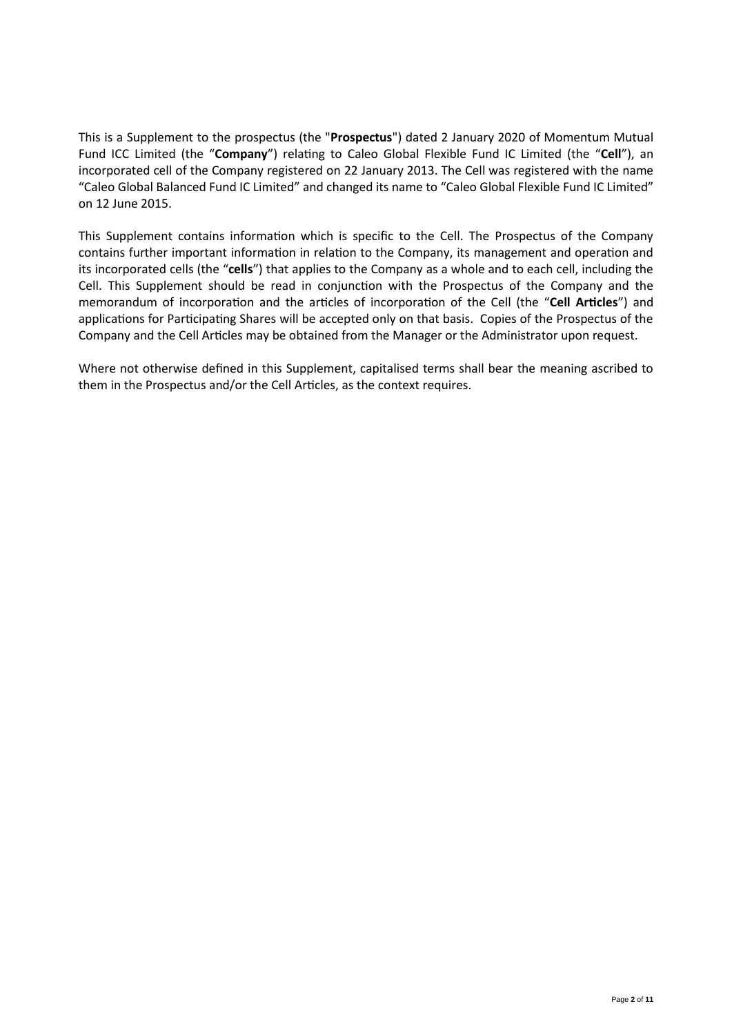This is a Supplement to the prospectus (the "**Prospectus**") dated 2 January 2020 of Momentum Mutual Fund ICC Limited (the "**Company**") relating to Caleo Global Flexible Fund IC Limited (the "**Cell**"), an incorporated cell of the Company registered on 22 January 2013. The Cell was registered with the name "Caleo Global Balanced Fund IC Limited" and changed its name to "Caleo Global Flexible Fund IC Limited" on 12 June 2015.

This Supplement contains information which is specific to the Cell. The Prospectus of the Company contains further important information in relation to the Company, its management and operation and its incorporated cells (the "**cells**") that applies to the Company as a whole and to each cell, including the Cell. This Supplement should be read in conjunction with the Prospectus of the Company and the memorandum of incorporation and the articles of incorporation of the Cell (the "**Cell Articles**") and applications for Participating Shares will be accepted only on that basis. Copies of the Prospectus of the Company and the Cell Articles may be obtained from the Manager or the Administrator upon request.

Where not otherwise defined in this Supplement, capitalised terms shall bear the meaning ascribed to them in the Prospectus and/or the Cell Articles, as the context requires.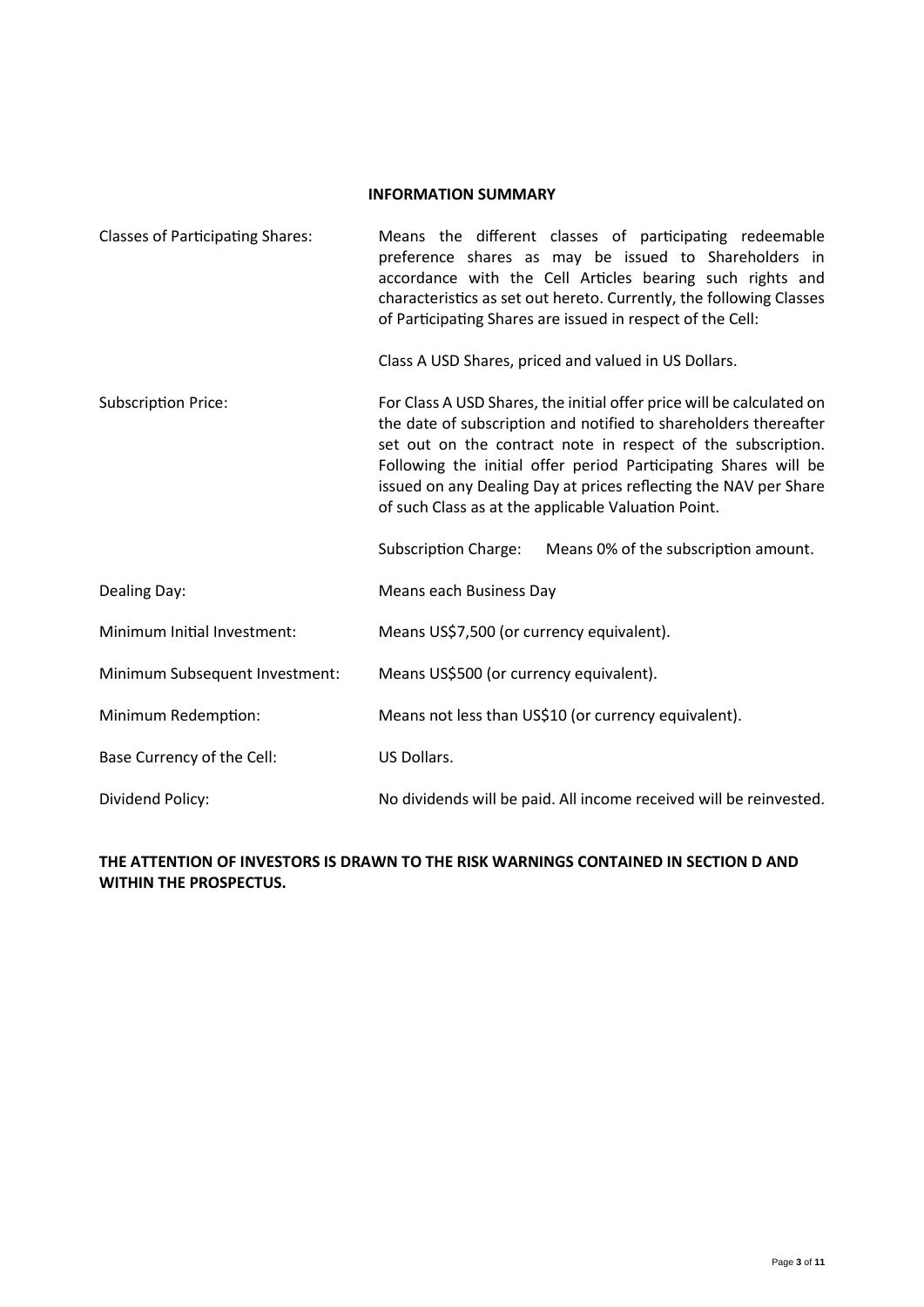## INFORMATION SUMMARY

| | |
|---|---|
| Classes of Participating Shares: | Means the different classes of participating redeemable preference shares as may be issued to Shareholders in accordance with the Cell Articles bearing such rights and characteristics as set out hereto. Currently, the following Classes of Participating Shares are issued in respect of the Cell:<br><br>Class A USD Shares, priced and valued in US Dollars. |
| Subscription Price: | For Class A USD Shares, the initial offer price will be calculated on the date of subscription and notified to shareholders thereafter set out on the contract note in respect of the subscription. Following the initial offer period Participating Shares will be issued on any Dealing Day at prices reflecting the NAV per Share of such Class as at the applicable Valuation Point.<br><br>Subscription Charge: Means 0% of the subscription amount. |
| Dealing Day: | Means each Business Day |
| Minimum Initial Investment: | Means US$7,500 (or currency equivalent). |
| Minimum Subsequent Investment: | Means US$500 (or currency equivalent). |
| Minimum Redemption: | Means not less than US$10 (or currency equivalent). |
| Base Currency of the Cell: | US Dollars. |
| Dividend Policy: | No dividends will be paid. All income received will be reinvested. |

**THE ATTENTION OF INVESTORS IS DRAWN TO THE RISK WARNINGS CONTAINED IN SECTION D AND WITHIN THE PROSPECTUS.**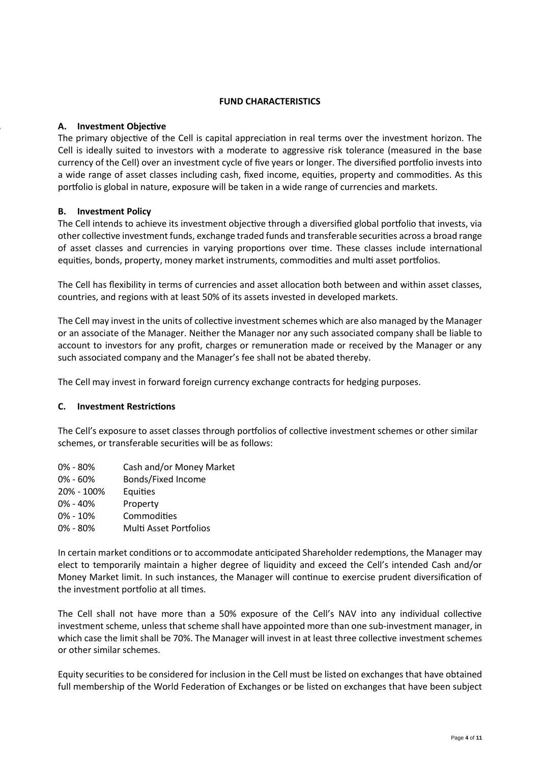## FUND CHARACTERISTICS

### A. Investment Objective

The primary objective of the Cell is capital appreciation in real terms over the investment horizon. The Cell is ideally suited to investors with a moderate to aggressive risk tolerance (measured in the base currency of the Cell) over an investment cycle of five years or longer. The diversified portfolio invests into a wide range of asset classes including cash, fixed income, equities, property and commodities. As this portfolio is global in nature, exposure will be taken in a wide range of currencies and markets.

### B. Investment Policy

The Cell intends to achieve its investment objective through a diversified global portfolio that invests, via other collective investment funds, exchange traded funds and transferable securities across a broad range of asset classes and currencies in varying proportions over time. These classes include international equities, bonds, property, money market instruments, commodities and multi asset portfolios.

The Cell has flexibility in terms of currencies and asset allocation both between and within asset classes, countries, and regions with at least 50% of its assets invested in developed markets.

The Cell may invest in the units of collective investment schemes which are also managed by the Manager or an associate of the Manager. Neither the Manager nor any such associated company shall be liable to account to investors for any profit, charges or remuneration made or received by the Manager or any such associated company and the Manager's fee shall not be abated thereby.

The Cell may invest in forward foreign currency exchange contracts for hedging purposes.

### C. Investment Restrictions

The Cell's exposure to asset classes through portfolios of collective investment schemes or other similar schemes, or transferable securities will be as follows:

| | |
|---|---|
| 0% - 80% | Cash and/or Money Market |
| 0% - 60% | Bonds/Fixed Income |
| 20% - 100% | Equities |
| 0% - 40% | Property |
| 0% - 10% | Commodities |
| 0% - 80% | Multi Asset Portfolios |

In certain market conditions or to accommodate anticipated Shareholder redemptions, the Manager may elect to temporarily maintain a higher degree of liquidity and exceed the Cell's intended Cash and/or Money Market limit. In such instances, the Manager will continue to exercise prudent diversification of the investment portfolio at all times.

The Cell shall not have more than a 50% exposure of the Cell's NAV into any individual collective investment scheme, unless that scheme shall have appointed more than one sub-investment manager, in which case the limit shall be 70%. The Manager will invest in at least three collective investment schemes or other similar schemes.

Equity securities to be considered for inclusion in the Cell must be listed on exchanges that have obtained full membership of the World Federation of Exchanges or be listed on exchanges that have been subject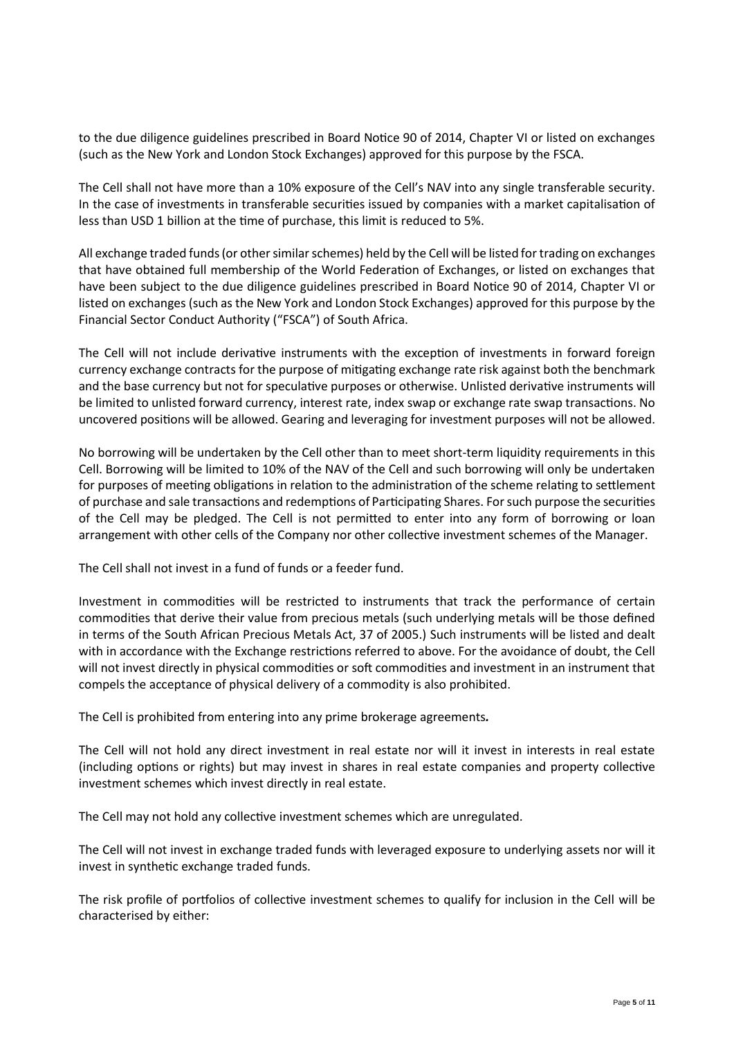to the due diligence guidelines prescribed in Board Notice 90 of 2014, Chapter VI or listed on exchanges (such as the New York and London Stock Exchanges) approved for this purpose by the FSCA.

The Cell shall not have more than a 10% exposure of the Cell's NAV into any single transferable security. In the case of investments in transferable securities issued by companies with a market capitalisation of less than USD 1 billion at the time of purchase, this limit is reduced to 5%.

All exchange traded funds (or other similar schemes) held by the Cell will be listed for trading on exchanges that have obtained full membership of the World Federation of Exchanges, or listed on exchanges that have been subject to the due diligence guidelines prescribed in Board Notice 90 of 2014, Chapter VI or listed on exchanges (such as the New York and London Stock Exchanges) approved for this purpose by the Financial Sector Conduct Authority ("FSCA") of South Africa.

The Cell will not include derivative instruments with the exception of investments in forward foreign currency exchange contracts for the purpose of mitigating exchange rate risk against both the benchmark and the base currency but not for speculative purposes or otherwise. Unlisted derivative instruments will be limited to unlisted forward currency, interest rate, index swap or exchange rate swap transactions. No uncovered positions will be allowed. Gearing and leveraging for investment purposes will not be allowed.

No borrowing will be undertaken by the Cell other than to meet short-term liquidity requirements in this Cell. Borrowing will be limited to 10% of the NAV of the Cell and such borrowing will only be undertaken for purposes of meeting obligations in relation to the administration of the scheme relating to settlement of purchase and sale transactions and redemptions of Participating Shares. For such purpose the securities of the Cell may be pledged. The Cell is not permitted to enter into any form of borrowing or loan arrangement with other cells of the Company nor other collective investment schemes of the Manager.

The Cell shall not invest in a fund of funds or a feeder fund.

Investment in commodities will be restricted to instruments that track the performance of certain commodities that derive their value from precious metals (such underlying metals will be those defined in terms of the South African Precious Metals Act, 37 of 2005.) Such instruments will be listed and dealt with in accordance with the Exchange restrictions referred to above. For the avoidance of doubt, the Cell will not invest directly in physical commodities or soft commodities and investment in an instrument that compels the acceptance of physical delivery of a commodity is also prohibited.

The Cell is prohibited from entering into any prime brokerage agreements**.**

The Cell will not hold any direct investment in real estate nor will it invest in interests in real estate (including options or rights) but may invest in shares in real estate companies and property collective investment schemes which invest directly in real estate.

The Cell may not hold any collective investment schemes which are unregulated.

The Cell will not invest in exchange traded funds with leveraged exposure to underlying assets nor will it invest in synthetic exchange traded funds.

The risk profile of portfolios of collective investment schemes to qualify for inclusion in the Cell will be characterised by either: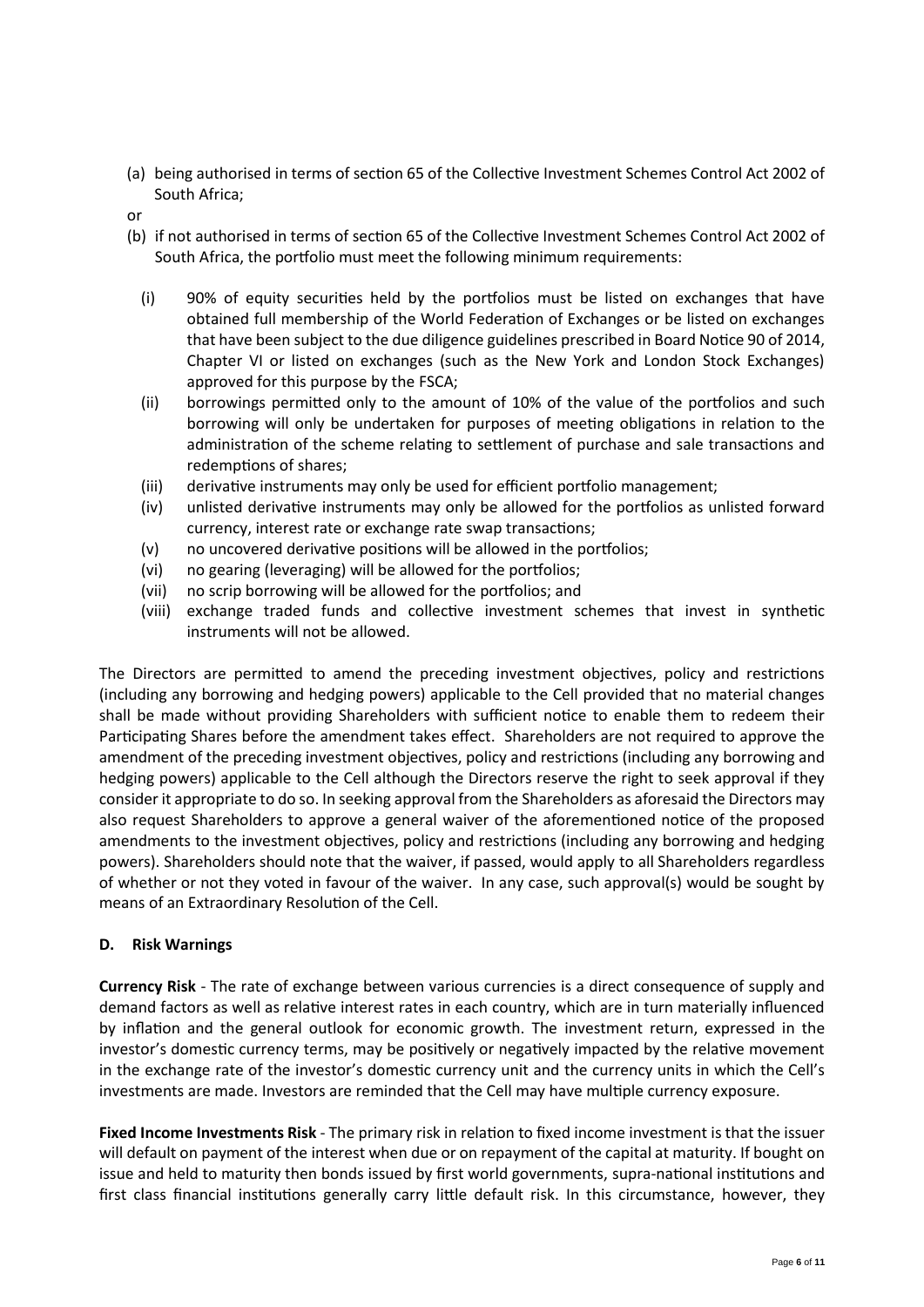(a) being authorised in terms of section 65 of the Collective Investment Schemes Control Act 2002 of South Africa;

or

(b) if not authorised in terms of section 65 of the Collective Investment Schemes Control Act 2002 of South Africa, the portfolio must meet the following minimum requirements:

   (i) 90% of equity securities held by the portfolios must be listed on exchanges that have obtained full membership of the World Federation of Exchanges or be listed on exchanges that have been subject to the due diligence guidelines prescribed in Board Notice 90 of 2014, Chapter VI or listed on exchanges (such as the New York and London Stock Exchanges) approved for this purpose by the FSCA;

   (ii) borrowings permitted only to the amount of 10% of the value of the portfolios and such borrowing will only be undertaken for purposes of meeting obligations in relation to the administration of the scheme relating to settlement of purchase and sale transactions and redemptions of shares;

   (iii) derivative instruments may only be used for efficient portfolio management;

   (iv) unlisted derivative instruments may only be allowed for the portfolios as unlisted forward currency, interest rate or exchange rate swap transactions;

   (v) no uncovered derivative positions will be allowed in the portfolios;

   (vi) no gearing (leveraging) will be allowed for the portfolios;

   (vii) no scrip borrowing will be allowed for the portfolios; and

   (viii) exchange traded funds and collective investment schemes that invest in synthetic instruments will not be allowed.

The Directors are permitted to amend the preceding investment objectives, policy and restrictions (including any borrowing and hedging powers) applicable to the Cell provided that no material changes shall be made without providing Shareholders with sufficient notice to enable them to redeem their Participating Shares before the amendment takes effect. Shareholders are not required to approve the amendment of the preceding investment objectives, policy and restrictions (including any borrowing and hedging powers) applicable to the Cell although the Directors reserve the right to seek approval if they consider it appropriate to do so. In seeking approval from the Shareholders as aforesaid the Directors may also request Shareholders to approve a general waiver of the aforementioned notice of the proposed amendments to the investment objectives, policy and restrictions (including any borrowing and hedging powers). Shareholders should note that the waiver, if passed, would apply to all Shareholders regardless of whether or not they voted in favour of the waiver. In any case, such approval(s) would be sought by means of an Extraordinary Resolution of the Cell.

### D. Risk Warnings

**Currency Risk** - The rate of exchange between various currencies is a direct consequence of supply and demand factors as well as relative interest rates in each country, which are in turn materially influenced by inflation and the general outlook for economic growth. The investment return, expressed in the investor's domestic currency terms, may be positively or negatively impacted by the relative movement in the exchange rate of the investor's domestic currency unit and the currency units in which the Cell's investments are made. Investors are reminded that the Cell may have multiple currency exposure.

**Fixed Income Investments Risk** - The primary risk in relation to fixed income investment is that the issuer will default on payment of the interest when due or on repayment of the capital at maturity. If bought on issue and held to maturity then bonds issued by first world governments, supra-national institutions and first class financial institutions generally carry little default risk. In this circumstance, however, they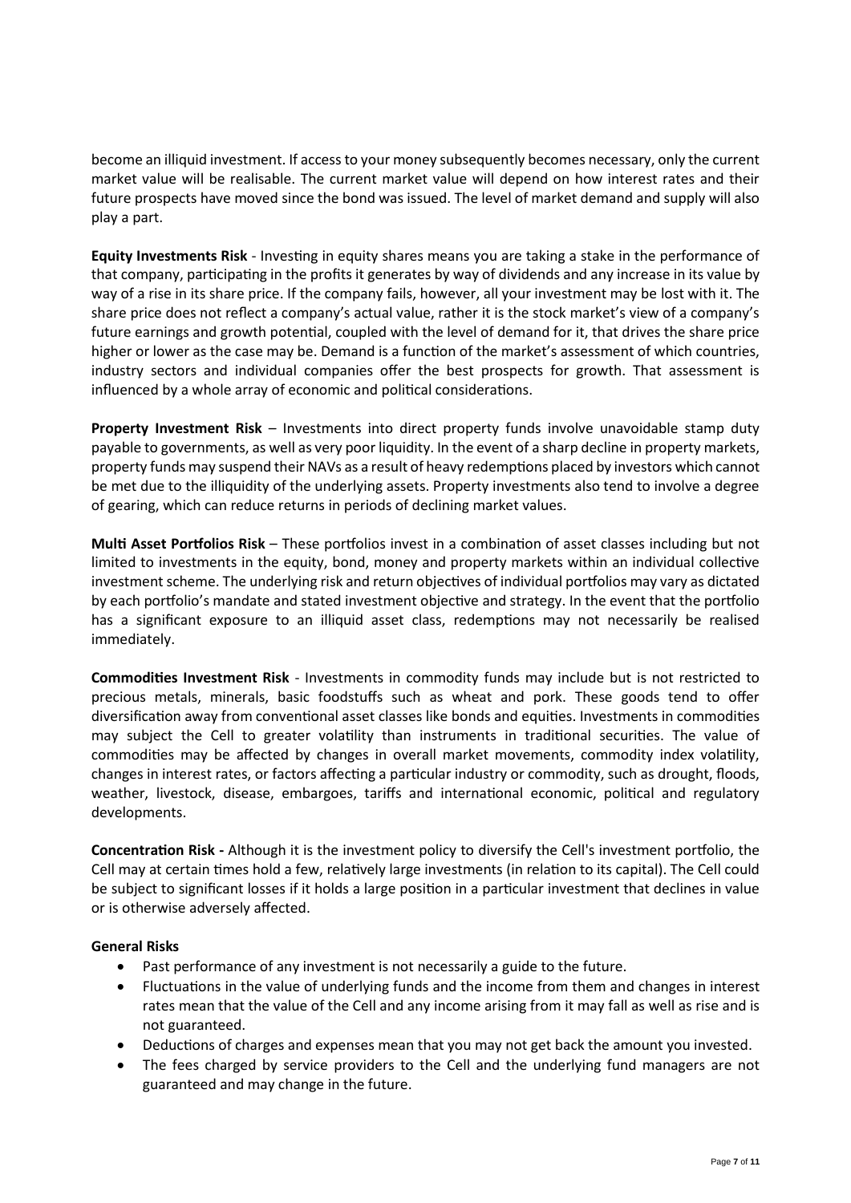become an illiquid investment. If access to your money subsequently becomes necessary, only the current market value will be realisable. The current market value will depend on how interest rates and their future prospects have moved since the bond was issued. The level of market demand and supply will also play a part.

**Equity Investments Risk** - Investing in equity shares means you are taking a stake in the performance of that company, participating in the profits it generates by way of dividends and any increase in its value by way of a rise in its share price. If the company fails, however, all your investment may be lost with it. The share price does not reflect a company's actual value, rather it is the stock market's view of a company's future earnings and growth potential, coupled with the level of demand for it, that drives the share price higher or lower as the case may be. Demand is a function of the market's assessment of which countries, industry sectors and individual companies offer the best prospects for growth. That assessment is influenced by a whole array of economic and political considerations.

**Property Investment Risk** – Investments into direct property funds involve unavoidable stamp duty payable to governments, as well as very poor liquidity. In the event of a sharp decline in property markets, property funds may suspend their NAVs as a result of heavy redemptions placed by investors which cannot be met due to the illiquidity of the underlying assets. Property investments also tend to involve a degree of gearing, which can reduce returns in periods of declining market values.

**Multi Asset Portfolios Risk** – These portfolios invest in a combination of asset classes including but not limited to investments in the equity, bond, money and property markets within an individual collective investment scheme. The underlying risk and return objectives of individual portfolios may vary as dictated by each portfolio's mandate and stated investment objective and strategy. In the event that the portfolio has a significant exposure to an illiquid asset class, redemptions may not necessarily be realised immediately.

**Commodities Investment Risk** - Investments in commodity funds may include but is not restricted to precious metals, minerals, basic foodstuffs such as wheat and pork. These goods tend to offer diversification away from conventional asset classes like bonds and equities. Investments in commodities may subject the Cell to greater volatility than instruments in traditional securities. The value of commodities may be affected by changes in overall market movements, commodity index volatility, changes in interest rates, or factors affecting a particular industry or commodity, such as drought, floods, weather, livestock, disease, embargoes, tariffs and international economic, political and regulatory developments.

**Concentration Risk -** Although it is the investment policy to diversify the Cell's investment portfolio, the Cell may at certain times hold a few, relatively large investments (in relation to its capital). The Cell could be subject to significant losses if it holds a large position in a particular investment that declines in value or is otherwise adversely affected.

**General Risks**

- Past performance of any investment is not necessarily a guide to the future.
- Fluctuations in the value of underlying funds and the income from them and changes in interest rates mean that the value of the Cell and any income arising from it may fall as well as rise and is not guaranteed.
- Deductions of charges and expenses mean that you may not get back the amount you invested.
- The fees charged by service providers to the Cell and the underlying fund managers are not guaranteed and may change in the future.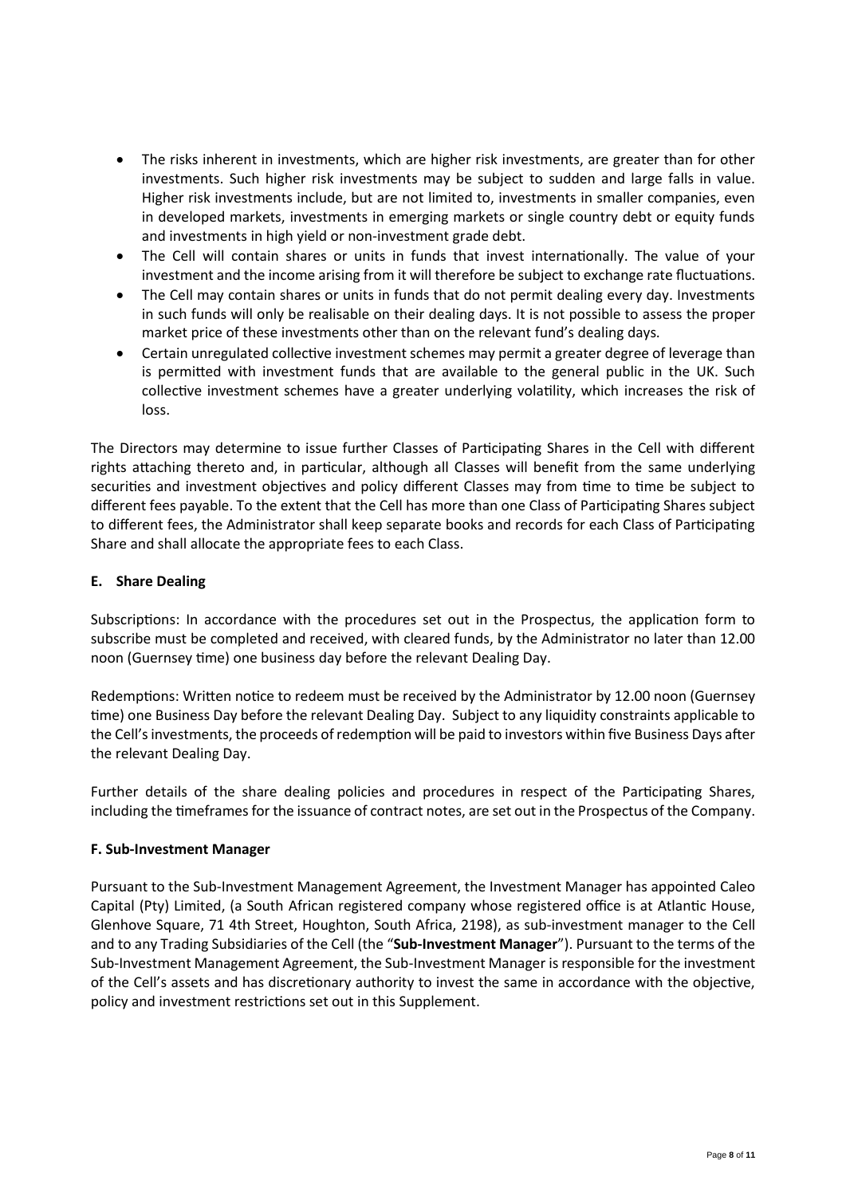- The risks inherent in investments, which are higher risk investments, are greater than for other investments. Such higher risk investments may be subject to sudden and large falls in value. Higher risk investments include, but are not limited to, investments in smaller companies, even in developed markets, investments in emerging markets or single country debt or equity funds and investments in high yield or non-investment grade debt.
- The Cell will contain shares or units in funds that invest internationally. The value of your investment and the income arising from it will therefore be subject to exchange rate fluctuations.
- The Cell may contain shares or units in funds that do not permit dealing every day. Investments in such funds will only be realisable on their dealing days. It is not possible to assess the proper market price of these investments other than on the relevant fund's dealing days.
- Certain unregulated collective investment schemes may permit a greater degree of leverage than is permitted with investment funds that are available to the general public in the UK. Such collective investment schemes have a greater underlying volatility, which increases the risk of loss.

The Directors may determine to issue further Classes of Participating Shares in the Cell with different rights attaching thereto and, in particular, although all Classes will benefit from the same underlying securities and investment objectives and policy different Classes may from time to time be subject to different fees payable. To the extent that the Cell has more than one Class of Participating Shares subject to different fees, the Administrator shall keep separate books and records for each Class of Participating Share and shall allocate the appropriate fees to each Class.

## E. Share Dealing

Subscriptions: In accordance with the procedures set out in the Prospectus, the application form to subscribe must be completed and received, with cleared funds, by the Administrator no later than 12.00 noon (Guernsey time) one business day before the relevant Dealing Day.

Redemptions: Written notice to redeem must be received by the Administrator by 12.00 noon (Guernsey time) one Business Day before the relevant Dealing Day. Subject to any liquidity constraints applicable to the Cell's investments, the proceeds of redemption will be paid to investors within five Business Days after the relevant Dealing Day.

Further details of the share dealing policies and procedures in respect of the Participating Shares, including the timeframes for the issuance of contract notes, are set out in the Prospectus of the Company.

## F. Sub-Investment Manager

Pursuant to the Sub-Investment Management Agreement, the Investment Manager has appointed Caleo Capital (Pty) Limited, (a South African registered company whose registered office is at Atlantic House, Glenhove Square, 71 4th Street, Houghton, South Africa, 2198), as sub-investment manager to the Cell and to any Trading Subsidiaries of the Cell (the "**Sub-Investment Manager**"). Pursuant to the terms of the Sub-Investment Management Agreement, the Sub-Investment Manager is responsible for the investment of the Cell's assets and has discretionary authority to invest the same in accordance with the objective, policy and investment restrictions set out in this Supplement.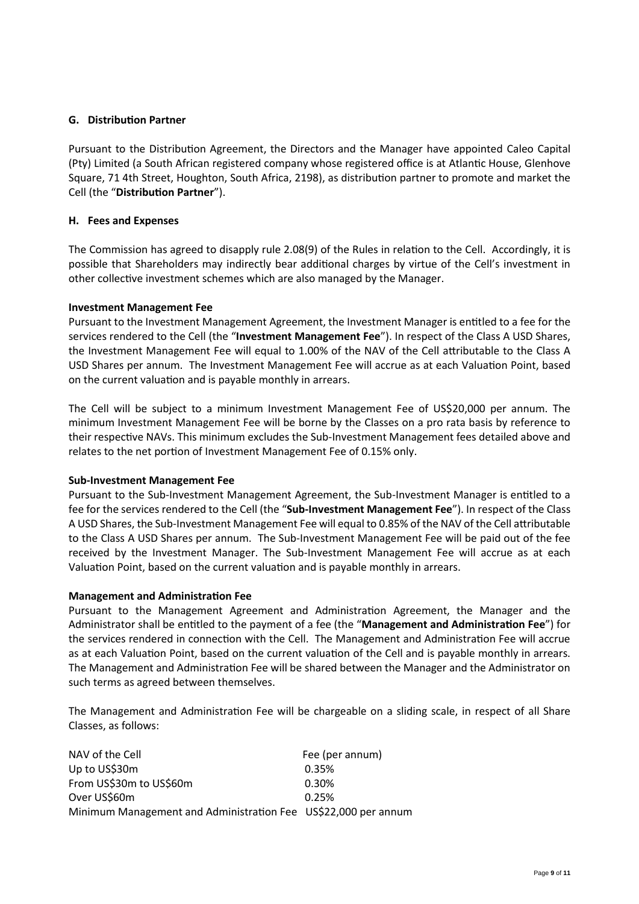## G. Distribution Partner

Pursuant to the Distribution Agreement, the Directors and the Manager have appointed Caleo Capital (Pty) Limited (a South African registered company whose registered office is at Atlantic House, Glenhove Square, 71 4th Street, Houghton, South Africa, 2198), as distribution partner to promote and market the Cell (the "**Distribution Partner**").

## H. Fees and Expenses

The Commission has agreed to disapply rule 2.08(9) of the Rules in relation to the Cell. Accordingly, it is possible that Shareholders may indirectly bear additional charges by virtue of the Cell's investment in other collective investment schemes which are also managed by the Manager.

**Investment Management Fee**

Pursuant to the Investment Management Agreement, the Investment Manager is entitled to a fee for the services rendered to the Cell (the "**Investment Management Fee**"). In respect of the Class A USD Shares, the Investment Management Fee will equal to 1.00% of the NAV of the Cell attributable to the Class A USD Shares per annum. The Investment Management Fee will accrue as at each Valuation Point, based on the current valuation and is payable monthly in arrears.

The Cell will be subject to a minimum Investment Management Fee of US$20,000 per annum. The minimum Investment Management Fee will be borne by the Classes on a pro rata basis by reference to their respective NAVs. This minimum excludes the Sub-Investment Management fees detailed above and relates to the net portion of Investment Management Fee of 0.15% only.

**Sub-Investment Management Fee**

Pursuant to the Sub-Investment Management Agreement, the Sub-Investment Manager is entitled to a fee for the services rendered to the Cell (the "**Sub-Investment Management Fee**"). In respect of the Class A USD Shares, the Sub-Investment Management Fee will equal to 0.85% of the NAV of the Cell attributable to the Class A USD Shares per annum. The Sub-Investment Management Fee will be paid out of the fee received by the Investment Manager. The Sub-Investment Management Fee will accrue as at each Valuation Point, based on the current valuation and is payable monthly in arrears.

**Management and Administration Fee**

Pursuant to the Management Agreement and Administration Agreement, the Manager and the Administrator shall be entitled to the payment of a fee (the "**Management and Administration Fee**") for the services rendered in connection with the Cell. The Management and Administration Fee will accrue as at each Valuation Point, based on the current valuation of the Cell and is payable monthly in arrears. The Management and Administration Fee will be shared between the Manager and the Administrator on such terms as agreed between themselves.

The Management and Administration Fee will be chargeable on a sliding scale, in respect of all Share Classes, as follows:

| NAV of the Cell | Fee (per annum) |
|---|---|
| Up to US$30m | 0.35% |
| From US$30m to US$60m | 0.30% |
| Over US$60m | 0.25% |
| Minimum Management and Administration Fee | US$22,000 per annum |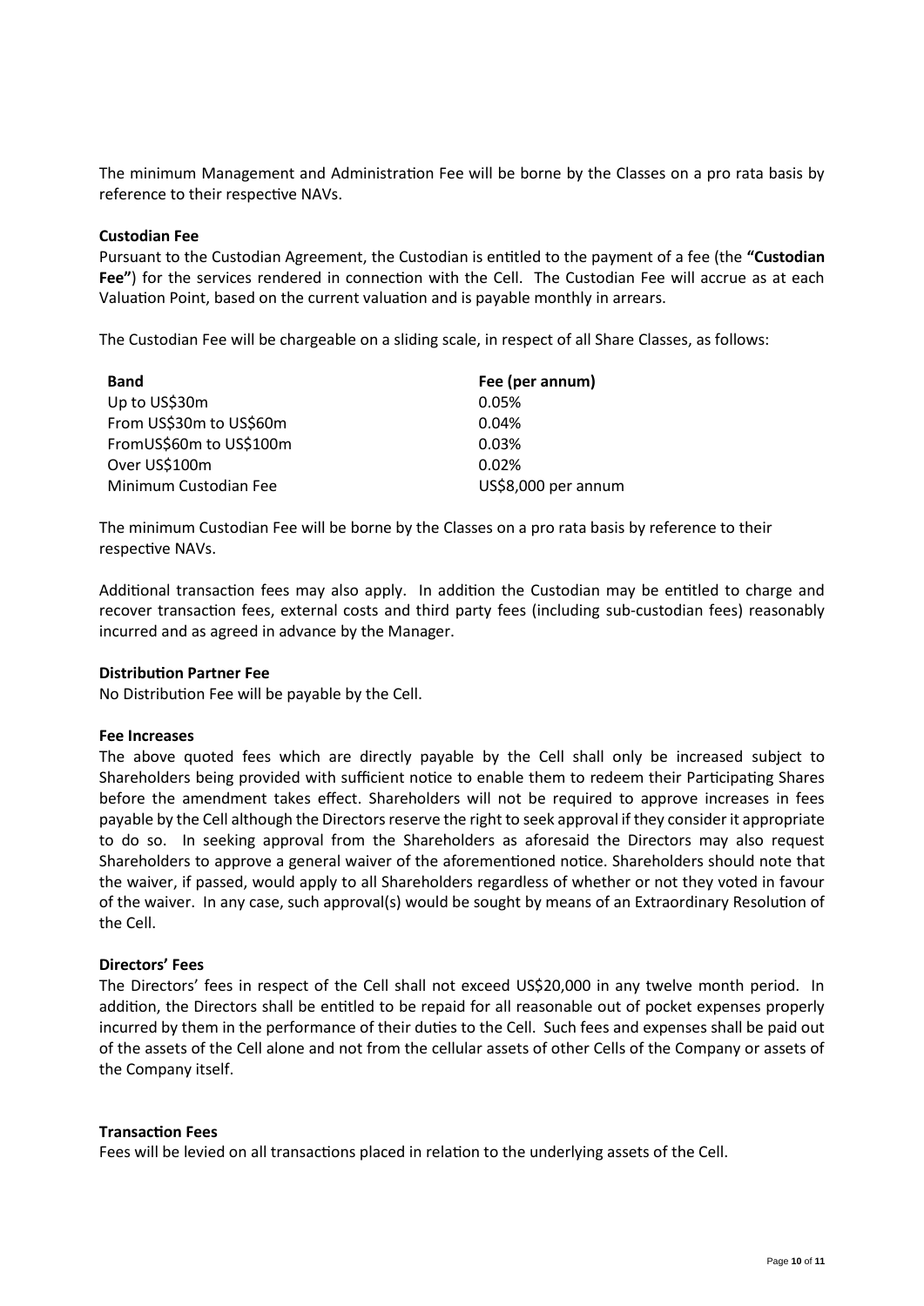The minimum Management and Administration Fee will be borne by the Classes on a pro rata basis by reference to their respective NAVs.

**Custodian Fee**

Pursuant to the Custodian Agreement, the Custodian is entitled to the payment of a fee (the **"Custodian Fee"**) for the services rendered in connection with the Cell. The Custodian Fee will accrue as at each Valuation Point, based on the current valuation and is payable monthly in arrears.

The Custodian Fee will be chargeable on a sliding scale, in respect of all Share Classes, as follows:

| Band | Fee (per annum) |
|---|---|
| Up to US$30m | 0.05% |
| From US$30m to US$60m | 0.04% |
| FromUS$60m to US$100m | 0.03% |
| Over US$100m | 0.02% |
| Minimum Custodian Fee | US$8,000 per annum |

The minimum Custodian Fee will be borne by the Classes on a pro rata basis by reference to their respective NAVs.

Additional transaction fees may also apply. In addition the Custodian may be entitled to charge and recover transaction fees, external costs and third party fees (including sub-custodian fees) reasonably incurred and as agreed in advance by the Manager.

**Distribution Partner Fee**

No Distribution Fee will be payable by the Cell.

**Fee Increases**

The above quoted fees which are directly payable by the Cell shall only be increased subject to Shareholders being provided with sufficient notice to enable them to redeem their Participating Shares before the amendment takes effect. Shareholders will not be required to approve increases in fees payable by the Cell although the Directors reserve the right to seek approval if they consider it appropriate to do so. In seeking approval from the Shareholders as aforesaid the Directors may also request Shareholders to approve a general waiver of the aforementioned notice. Shareholders should note that the waiver, if passed, would apply to all Shareholders regardless of whether or not they voted in favour of the waiver. In any case, such approval(s) would be sought by means of an Extraordinary Resolution of the Cell.

**Directors' Fees**

The Directors' fees in respect of the Cell shall not exceed US$20,000 in any twelve month period. In addition, the Directors shall be entitled to be repaid for all reasonable out of pocket expenses properly incurred by them in the performance of their duties to the Cell. Such fees and expenses shall be paid out of the assets of the Cell alone and not from the cellular assets of other Cells of the Company or assets of the Company itself.

**Transaction Fees**

Fees will be levied on all transactions placed in relation to the underlying assets of the Cell.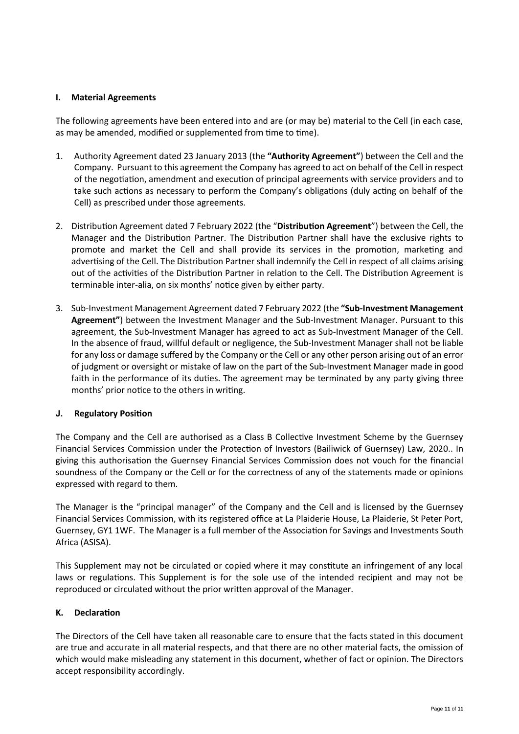## I. Material Agreements

The following agreements have been entered into and are (or may be) material to the Cell (in each case, as may be amended, modified or supplemented from time to time).

1. Authority Agreement dated 23 January 2013 (the **"Authority Agreement"**) between the Cell and the Company. Pursuant to this agreement the Company has agreed to act on behalf of the Cell in respect of the negotiation, amendment and execution of principal agreements with service providers and to take such actions as necessary to perform the Company's obligations (duly acting on behalf of the Cell) as prescribed under those agreements.

2. Distribution Agreement dated 7 February 2022 (the "**Distribution Agreement**") between the Cell, the Manager and the Distribution Partner. The Distribution Partner shall have the exclusive rights to promote and market the Cell and shall provide its services in the promotion, marketing and advertising of the Cell. The Distribution Partner shall indemnify the Cell in respect of all claims arising out of the activities of the Distribution Partner in relation to the Cell. The Distribution Agreement is terminable inter-alia, on six months' notice given by either party.

3. Sub-Investment Management Agreement dated 7 February 2022 (the **"Sub-Investment Management Agreement"**) between the Investment Manager and the Sub-Investment Manager. Pursuant to this agreement, the Sub-Investment Manager has agreed to act as Sub-Investment Manager of the Cell. In the absence of fraud, willful default or negligence, the Sub-Investment Manager shall not be liable for any loss or damage suffered by the Company or the Cell or any other person arising out of an error of judgment or oversight or mistake of law on the part of the Sub-Investment Manager made in good faith in the performance of its duties. The agreement may be terminated by any party giving three months' prior notice to the others in writing.

## J. Regulatory Position

The Company and the Cell are authorised as a Class B Collective Investment Scheme by the Guernsey Financial Services Commission under the Protection of Investors (Bailiwick of Guernsey) Law, 2020.. In giving this authorisation the Guernsey Financial Services Commission does not vouch for the financial soundness of the Company or the Cell or for the correctness of any of the statements made or opinions expressed with regard to them.

The Manager is the "principal manager" of the Company and the Cell and is licensed by the Guernsey Financial Services Commission, with its registered office at La Plaiderie House, La Plaiderie, St Peter Port, Guernsey, GY1 1WF. The Manager is a full member of the Association for Savings and Investments South Africa (ASISA).

This Supplement may not be circulated or copied where it may constitute an infringement of any local laws or regulations. This Supplement is for the sole use of the intended recipient and may not be reproduced or circulated without the prior written approval of the Manager.

## K. Declaration

The Directors of the Cell have taken all reasonable care to ensure that the facts stated in this document are true and accurate in all material respects, and that there are no other material facts, the omission of which would make misleading any statement in this document, whether of fact or opinion. The Directors accept responsibility accordingly.